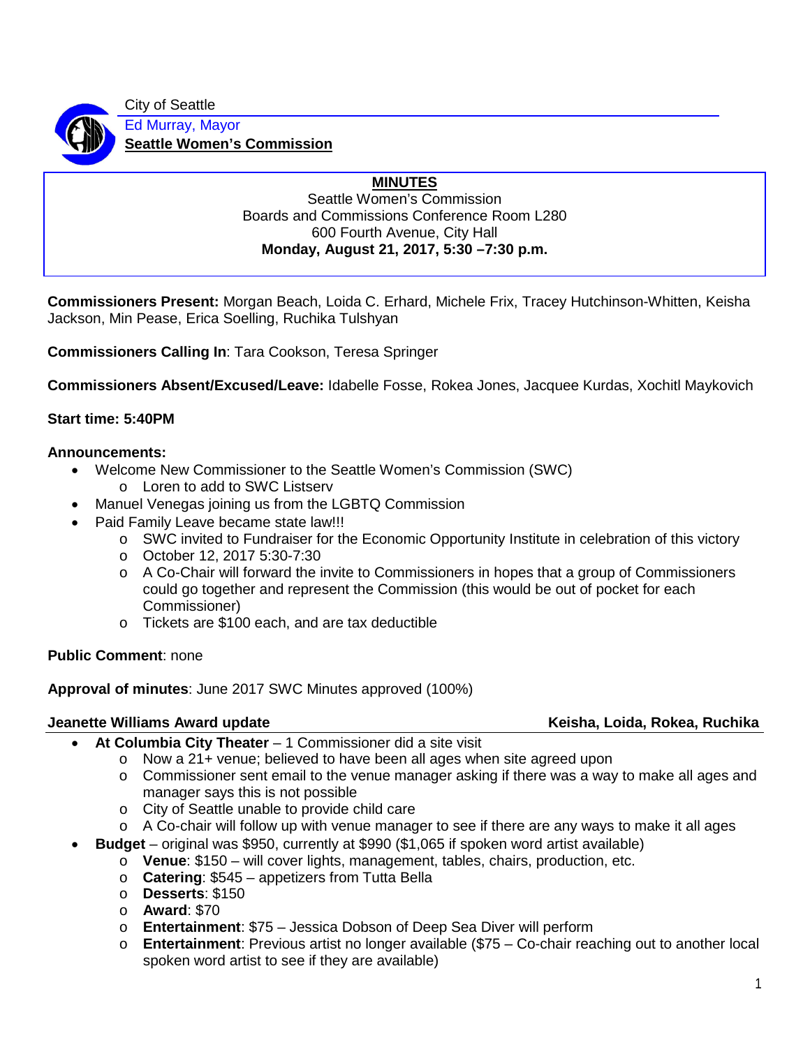City of Seattle

Ed Murray, Mayor

**Seattle Women's Commission**

# MINUTES

Seattle Women's Commission
Boards and Commissions Conference Room L280
600 Fourth Avenue, City Hall
**Monday, August 21, 2017, 5:30 –7:30 p.m.**

**Commissioners Present:** Morgan Beach, Loida C. Erhard, Michele Frix, Tracey Hutchinson-Whitten, Keisha Jackson, Min Pease, Erica Soelling, Ruchika Tulshyan

**Commissioners Calling In**: Tara Cookson, Teresa Springer

**Commissioners Absent/Excused/Leave:** Idabelle Fosse, Rokea Jones, Jacquee Kurdas, Xochitl Maykovich

**Start time: 5:40PM**

**Announcements:**

- Welcome New Commissioner to the Seattle Women's Commission (SWC)
  - Loren to add to SWC Listserv
- Manuel Venegas joining us from the LGBTQ Commission
- Paid Family Leave became state law!!!
  - SWC invited to Fundraiser for the Economic Opportunity Institute in celebration of this victory
  - October 12, 2017 5:30-7:30
  - A Co-Chair will forward the invite to Commissioners in hopes that a group of Commissioners could go together and represent the Commission (this would be out of pocket for each Commissioner)
  - Tickets are $100 each, and are tax deductible

**Public Comment**: none

**Approval of minutes**: June 2017 SWC Minutes approved (100%)

**Jeanette Williams Award update** — **Keisha, Loida, Rokea, Ruchika**

- **At Columbia City Theater** – 1 Commissioner did a site visit
  - Now a 21+ venue; believed to have been all ages when site agreed upon
  - Commissioner sent email to the venue manager asking if there was a way to make all ages and manager says this is not possible
  - City of Seattle unable to provide child care
  - A Co-chair will follow up with venue manager to see if there are any ways to make it all ages
- **Budget** – original was $950, currently at $990 ($1,065 if spoken word artist available)
  - **Venue**: $150 – will cover lights, management, tables, chairs, production, etc.
  - **Catering**: $545 – appetizers from Tutta Bella
  - **Desserts**: $150
  - **Award**: $70
  - **Entertainment**: $75 – Jessica Dobson of Deep Sea Diver will perform
  - **Entertainment**: Previous artist no longer available ($75 – Co-chair reaching out to another local spoken word artist to see if they are available)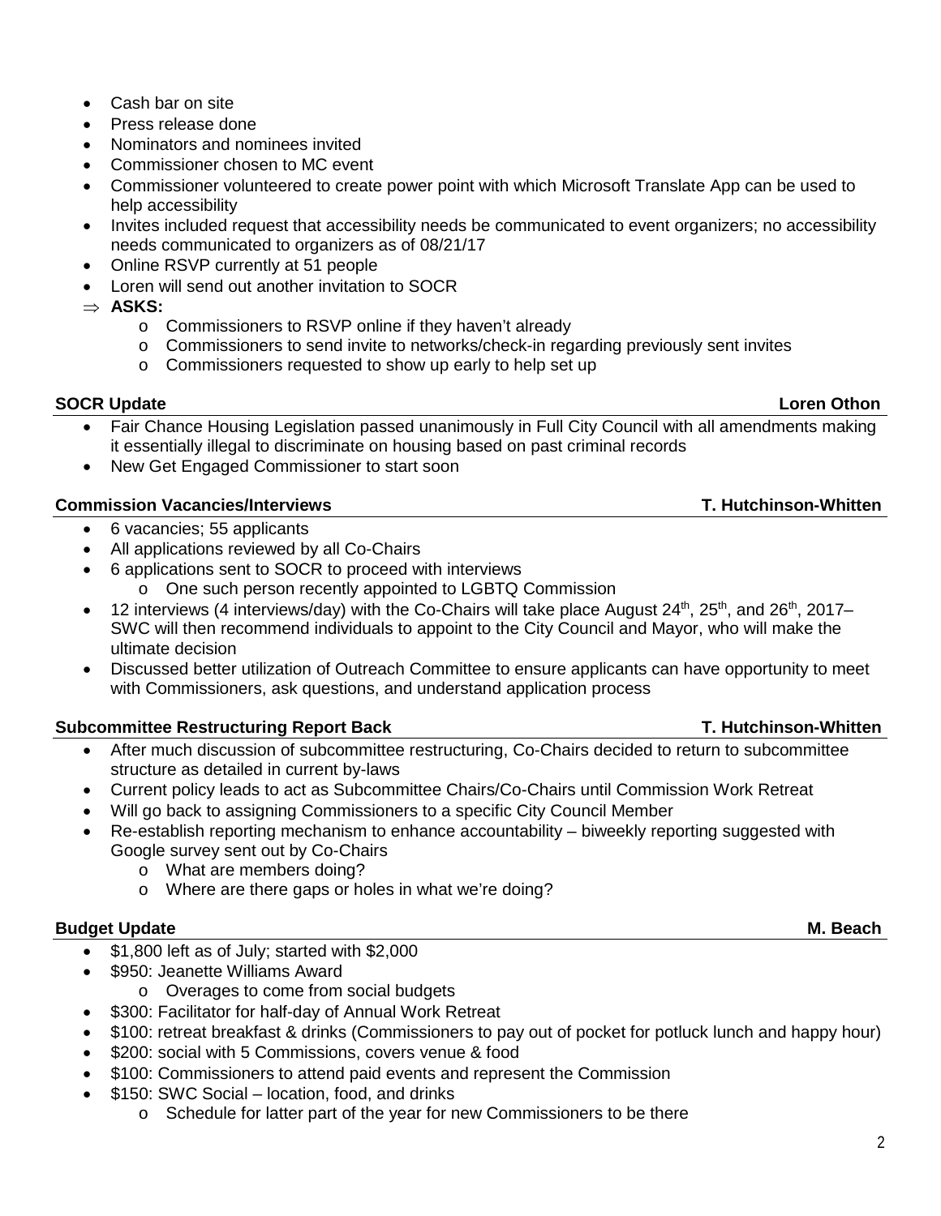- Cash bar on site
- Press release done
- Nominators and nominees invited
- Commissioner chosen to MC event
- Commissioner volunteered to create power point with which Microsoft Translate App can be used to help accessibility
- Invites included request that accessibility needs be communicated to event organizers; no accessibility needs communicated to organizers as of 08/21/17
- Online RSVP currently at 51 people
- Loren will send out another invitation to SOCR
- ⇒ **ASKS:**
  - Commissioners to RSVP online if they haven't already
  - Commissioners to send invite to networks/check-in regarding previously sent invites
  - Commissioners requested to show up early to help set up

**SOCR Update** — **Loren Othon**

- Fair Chance Housing Legislation passed unanimously in Full City Council with all amendments making it essentially illegal to discriminate on housing based on past criminal records
- New Get Engaged Commissioner to start soon

**Commission Vacancies/Interviews** — **T. Hutchinson-Whitten**

- 6 vacancies; 55 applicants
- All applications reviewed by all Co-Chairs
- 6 applications sent to SOCR to proceed with interviews
  - One such person recently appointed to LGBTQ Commission
- 12 interviews (4 interviews/day) with the Co-Chairs will take place August 24th, 25th, and 26th, 2017– SWC will then recommend individuals to appoint to the City Council and Mayor, who will make the ultimate decision
- Discussed better utilization of Outreach Committee to ensure applicants can have opportunity to meet with Commissioners, ask questions, and understand application process

**Subcommittee Restructuring Report Back** — **T. Hutchinson-Whitten**

- After much discussion of subcommittee restructuring, Co-Chairs decided to return to subcommittee structure as detailed in current by-laws
- Current policy leads to act as Subcommittee Chairs/Co-Chairs until Commission Work Retreat
- Will go back to assigning Commissioners to a specific City Council Member
- Re-establish reporting mechanism to enhance accountability – biweekly reporting suggested with Google survey sent out by Co-Chairs
  - What are members doing?
  - Where are there gaps or holes in what we're doing?

**Budget Update** — **M. Beach**

- $1,800 left as of July; started with $2,000
- $950: Jeanette Williams Award
  - Overages to come from social budgets
- $300: Facilitator for half-day of Annual Work Retreat
- $100: retreat breakfast & drinks (Commissioners to pay out of pocket for potluck lunch and happy hour)
- $200: social with 5 Commissions, covers venue & food
- $100: Commissioners to attend paid events and represent the Commission
- $150: SWC Social – location, food, and drinks
  - Schedule for latter part of the year for new Commissioners to be there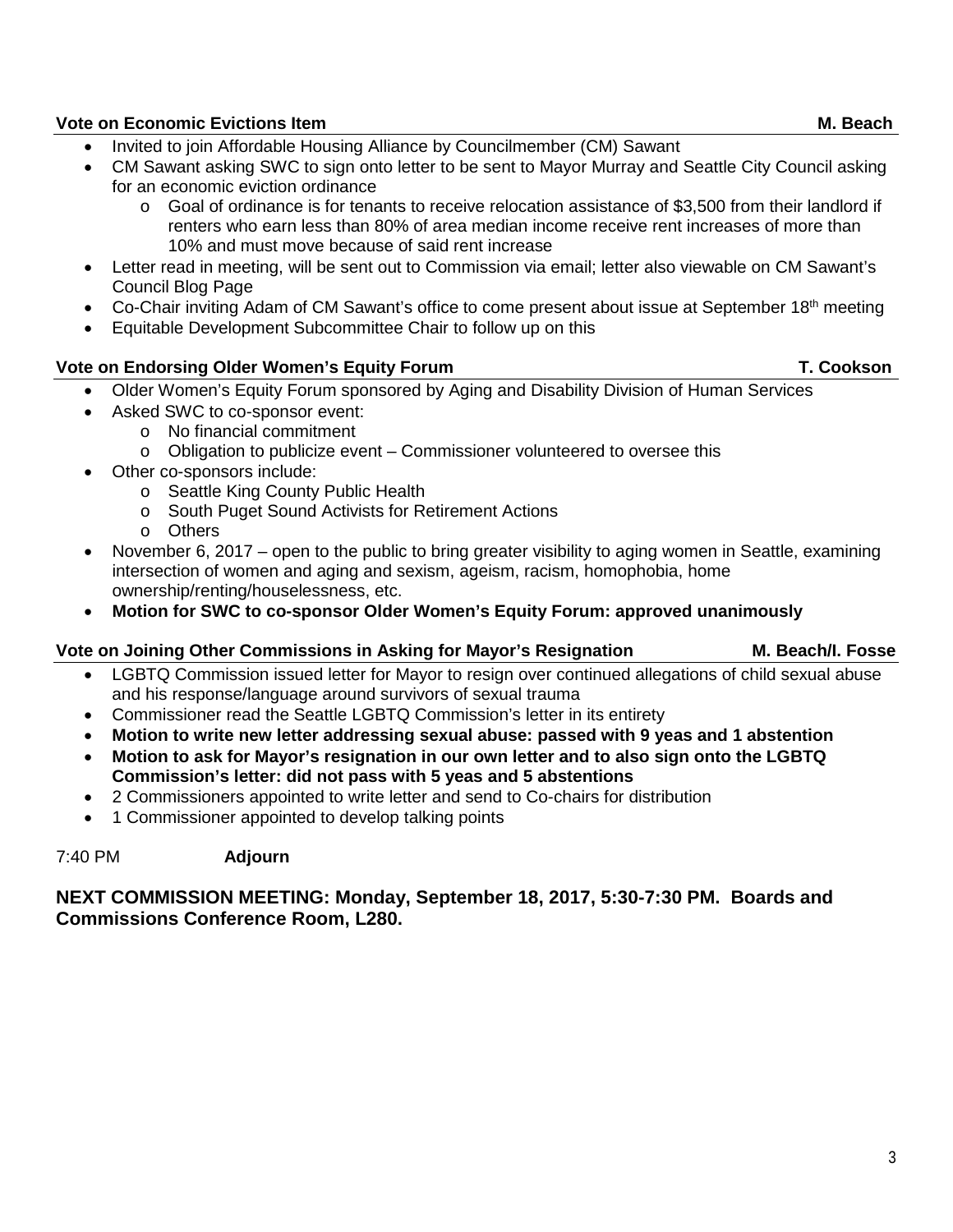**Vote on Economic Evictions Item** **M. Beach**

- Invited to join Affordable Housing Alliance by Councilmember (CM) Sawant
- CM Sawant asking SWC to sign onto letter to be sent to Mayor Murray and Seattle City Council asking for an economic eviction ordinance
  - Goal of ordinance is for tenants to receive relocation assistance of $3,500 from their landlord if renters who earn less than 80% of area median income receive rent increases of more than 10% and must move because of said rent increase
- Letter read in meeting, will be sent out to Commission via email; letter also viewable on CM Sawant's Council Blog Page
- Co-Chair inviting Adam of CM Sawant's office to come present about issue at September 18th meeting
- Equitable Development Subcommittee Chair to follow up on this

**Vote on Endorsing Older Women's Equity Forum** **T. Cookson**

- Older Women's Equity Forum sponsored by Aging and Disability Division of Human Services
- Asked SWC to co-sponsor event:
  - No financial commitment
  - Obligation to publicize event – Commissioner volunteered to oversee this
- Other co-sponsors include:
  - Seattle King County Public Health
  - South Puget Sound Activists for Retirement Actions
  - Others
- November 6, 2017 – open to the public to bring greater visibility to aging women in Seattle, examining intersection of women and aging and sexism, ageism, racism, homophobia, home ownership/renting/houselessness, etc.
- **Motion for SWC to co-sponsor Older Women's Equity Forum: approved unanimously**

**Vote on Joining Other Commissions in Asking for Mayor's Resignation** **M. Beach/I. Fosse**

- LGBTQ Commission issued letter for Mayor to resign over continued allegations of child sexual abuse and his response/language around survivors of sexual trauma
- Commissioner read the Seattle LGBTQ Commission's letter in its entirety
- **Motion to write new letter addressing sexual abuse: passed with 9 yeas and 1 abstention**
- **Motion to ask for Mayor's resignation in our own letter and to also sign onto the LGBTQ Commission's letter: did not pass with 5 yeas and 5 abstentions**
- 2 Commissioners appointed to write letter and send to Co-chairs for distribution
- 1 Commissioner appointed to develop talking points

7:40 PM **Adjourn**

**NEXT COMMISSION MEETING: Monday, September 18, 2017, 5:30-7:30 PM. Boards and Commissions Conference Room, L280.**